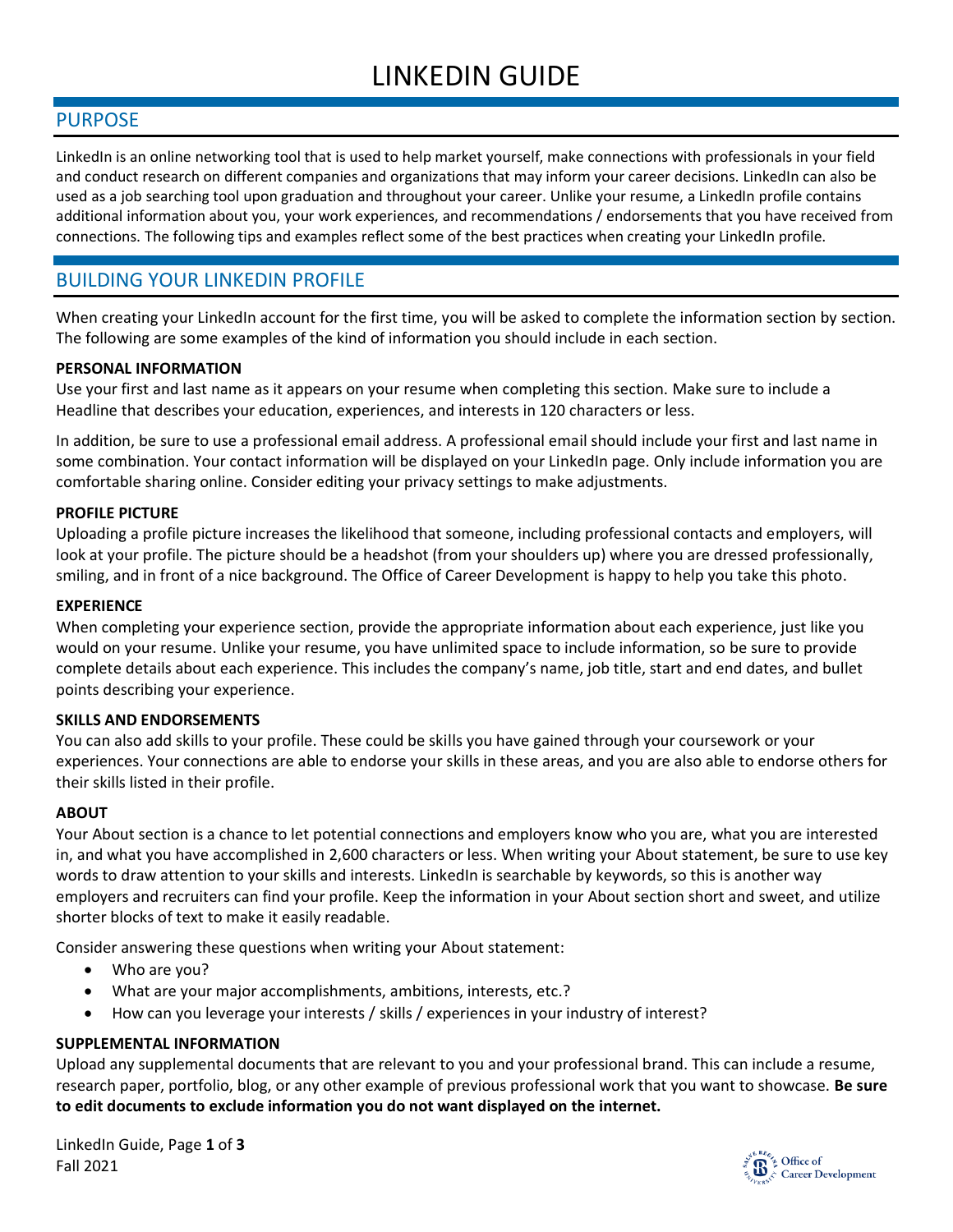# LINKEDIN GUIDE

## PURPOSE

LinkedIn is an online networking tool that is used to help market yourself, make connections with professionals in your field and conduct research on different companies and organizations that may inform your career decisions. LinkedIn can also be used as a job searching tool upon graduation and throughout your career. Unlike your resume, a LinkedIn profile contains additional information about you, your work experiences, and recommendations / endorsements that you have received from connections. The following tips and examples reflect some of the best practices when creating your LinkedIn profile.

## BUILDING YOUR LINKEDIN PROFILE

When creating your LinkedIn account for the first time, you will be asked to complete the information section by section. The following are some examples of the kind of information you should include in each section.

### PERSONAL INFORMATION

Use your first and last name as it appears on your resume when completing this section. Make sure to include a Headline that describes your education, experiences, and interests in 120 characters or less.

In addition, be sure to use a professional email address. A professional email should include your first and last name in some combination. Your contact information will be displayed on your LinkedIn page. Only include information you are comfortable sharing online. Consider editing your privacy settings to make adjustments.

### PROFILE PICTURE

Uploading a profile picture increases the likelihood that someone, including professional contacts and employers, will look at your profile. The picture should be a headshot (from your shoulders up) where you are dressed professionally, smiling, and in front of a nice background. The Office of Career Development is happy to help you take this photo.

### EXPERIENCE

When completing your experience section, provide the appropriate information about each experience, just like you would on your resume. Unlike your resume, you have unlimited space to include information, so be sure to provide complete details about each experience. This includes the company's name, job title, start and end dates, and bullet points describing your experience.

### SKILLS AND ENDORSEMENTS

You can also add skills to your profile. These could be skills you have gained through your coursework or your experiences. Your connections are able to endorse your skills in these areas, and you are also able to endorse others for their skills listed in their profile.

### ABOUT

Your About section is a chance to let potential connections and employers know who you are, what you are interested in, and what you have accomplished in 2,600 characters or less. When writing your About statement, be sure to use key words to draw attention to your skills and interests. LinkedIn is searchable by keywords, so this is another way employers and recruiters can find your profile. Keep the information in your About section short and sweet, and utilize shorter blocks of text to make it easily readable.

Consider answering these questions when writing your About statement:

- Who are you?
- What are your major accomplishments, ambitions, interests, etc.?
- How can you leverage your interests / skills / experiences in your industry of interest?

### SUPPLEMENTAL INFORMATION

Upload any supplemental documents that are relevant to you and your professional brand. This can include a resume, research paper, portfolio, blog, or any other example of previous professional work that you want to showcase. **Be sure to edit documents to exclude information you do not want displayed on the internet.**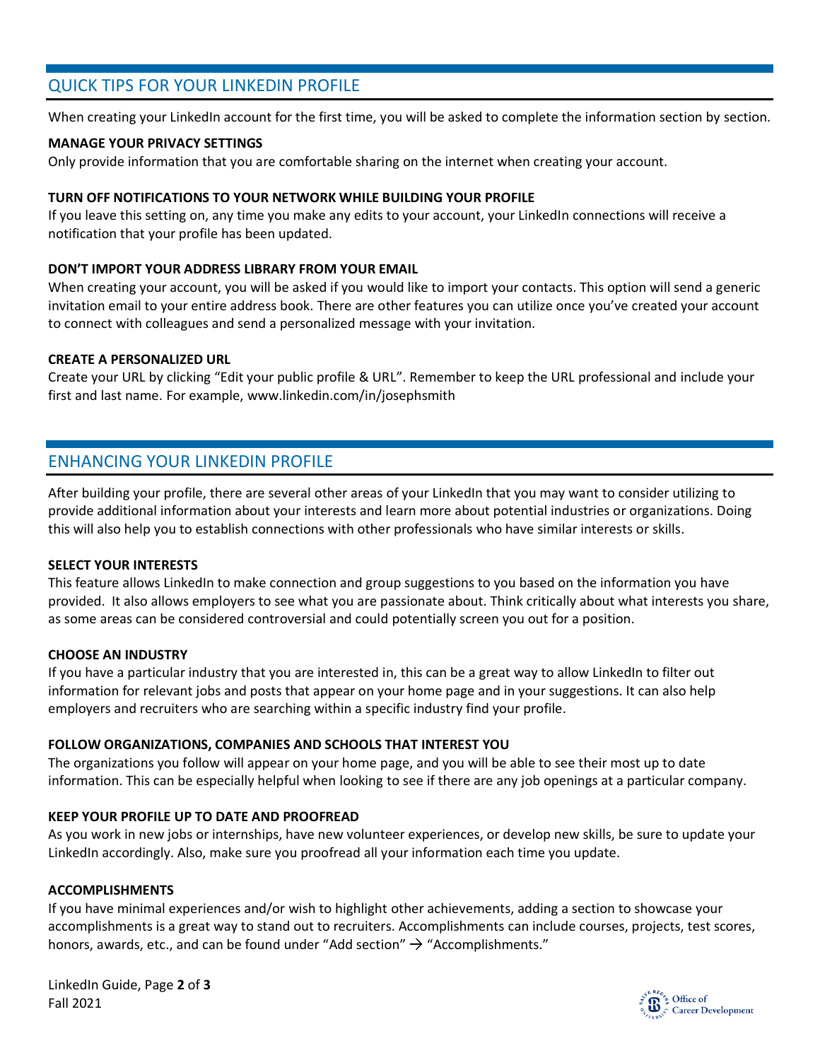## QUICK TIPS FOR YOUR LINKEDIN PROFILE

When creating your LinkedIn account for the first time, you will be asked to complete the information section by section.

**MANAGE YOUR PRIVACY SETTINGS**

Only provide information that you are comfortable sharing on the internet when creating your account.

**TURN OFF NOTIFICATIONS TO YOUR NETWORK WHILE BUILDING YOUR PROFILE**

If you leave this setting on, any time you make any edits to your account, your LinkedIn connections will receive a notification that your profile has been updated.

**DON'T IMPORT YOUR ADDRESS LIBRARY FROM YOUR EMAIL**

When creating your account, you will be asked if you would like to import your contacts. This option will send a generic invitation email to your entire address book. There are other features you can utilize once you've created your account to connect with colleagues and send a personalized message with your invitation.

**CREATE A PERSONALIZED URL**

Create your URL by clicking "Edit your public profile & URL". Remember to keep the URL professional and include your first and last name. For example, www.linkedin.com/in/josephsmith

## ENHANCING YOUR LINKEDIN PROFILE

After building your profile, there are several other areas of your LinkedIn that you may want to consider utilizing to provide additional information about your interests and learn more about potential industries or organizations. Doing this will also help you to establish connections with other professionals who have similar interests or skills.

**SELECT YOUR INTERESTS**

This feature allows LinkedIn to make connection and group suggestions to you based on the information you have provided. It also allows employers to see what you are passionate about. Think critically about what interests you share, as some areas can be considered controversial and could potentially screen you out for a position.

**CHOOSE AN INDUSTRY**

If you have a particular industry that you are interested in, this can be a great way to allow LinkedIn to filter out information for relevant jobs and posts that appear on your home page and in your suggestions. It can also help employers and recruiters who are searching within a specific industry find your profile.

**FOLLOW ORGANIZATIONS, COMPANIES AND SCHOOLS THAT INTEREST YOU**

The organizations you follow will appear on your home page, and you will be able to see their most up to date information. This can be especially helpful when looking to see if there are any job openings at a particular company.

**KEEP YOUR PROFILE UP TO DATE AND PROOFREAD**

As you work in new jobs or internships, have new volunteer experiences, or develop new skills, be sure to update your LinkedIn accordingly. Also, make sure you proofread all your information each time you update.

**ACCOMPLISHMENTS**

If you have minimal experiences and/or wish to highlight other achievements, adding a section to showcase your accomplishments is a great way to stand out to recruiters. Accomplishments can include courses, projects, test scores, honors, awards, etc., and can be found under "Add section" → "Accomplishments."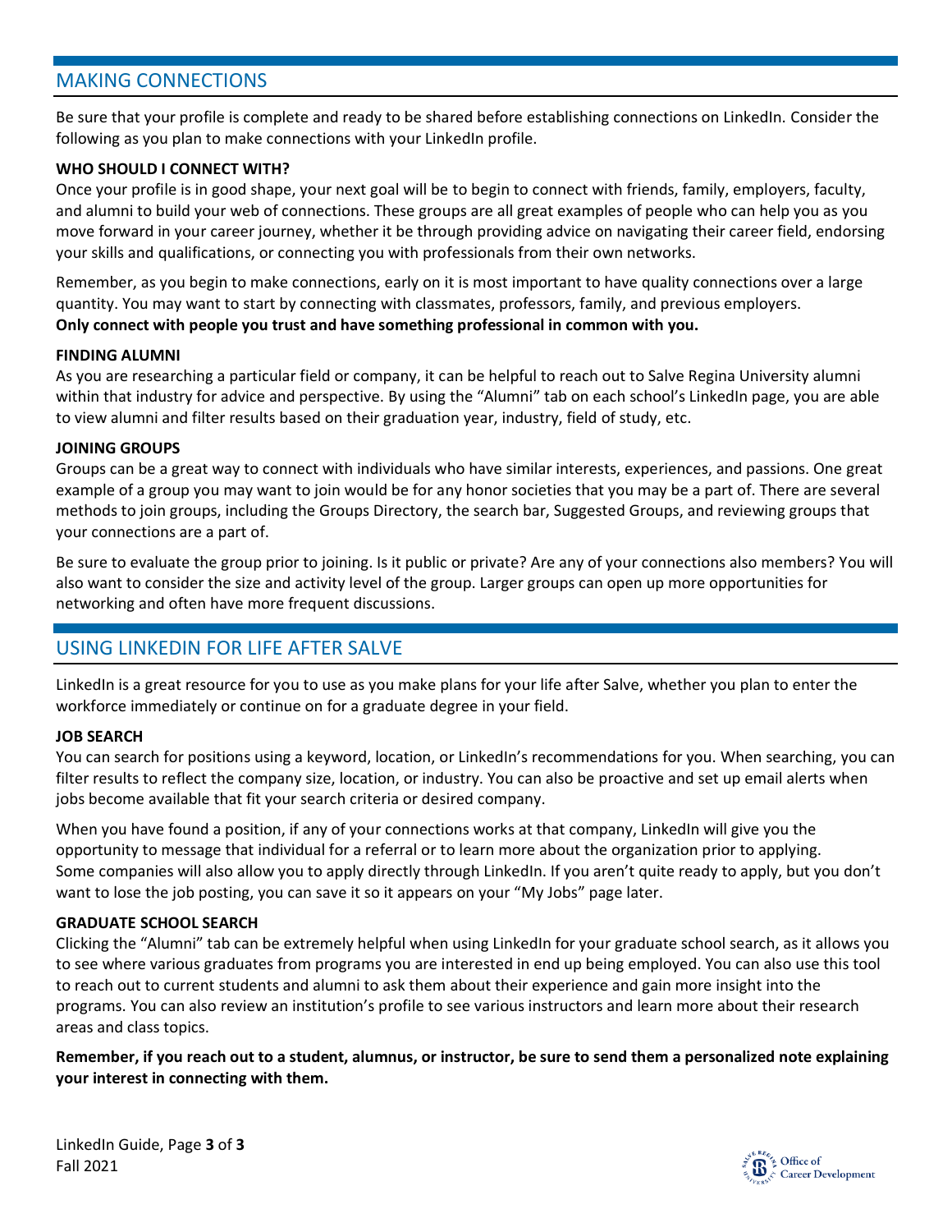## MAKING CONNECTIONS

Be sure that your profile is complete and ready to be shared before establishing connections on LinkedIn. Consider the following as you plan to make connections with your LinkedIn profile.

### WHO SHOULD I CONNECT WITH?

Once your profile is in good shape, your next goal will be to begin to connect with friends, family, employers, faculty, and alumni to build your web of connections. These groups are all great examples of people who can help you as you move forward in your career journey, whether it be through providing advice on navigating their career field, endorsing your skills and qualifications, or connecting you with professionals from their own networks.

Remember, as you begin to make connections, early on it is most important to have quality connections over a large quantity. You may want to start by connecting with classmates, professors, family, and previous employers. **Only connect with people you trust and have something professional in common with you.**

### FINDING ALUMNI

As you are researching a particular field or company, it can be helpful to reach out to Salve Regina University alumni within that industry for advice and perspective. By using the "Alumni" tab on each school's LinkedIn page, you are able to view alumni and filter results based on their graduation year, industry, field of study, etc.

### JOINING GROUPS

Groups can be a great way to connect with individuals who have similar interests, experiences, and passions. One great example of a group you may want to join would be for any honor societies that you may be a part of. There are several methods to join groups, including the Groups Directory, the search bar, Suggested Groups, and reviewing groups that your connections are a part of.

Be sure to evaluate the group prior to joining. Is it public or private? Are any of your connections also members? You will also want to consider the size and activity level of the group. Larger groups can open up more opportunities for networking and often have more frequent discussions.

## USING LINKEDIN FOR LIFE AFTER SALVE

LinkedIn is a great resource for you to use as you make plans for your life after Salve, whether you plan to enter the workforce immediately or continue on for a graduate degree in your field.

### JOB SEARCH

You can search for positions using a keyword, location, or LinkedIn's recommendations for you. When searching, you can filter results to reflect the company size, location, or industry. You can also be proactive and set up email alerts when jobs become available that fit your search criteria or desired company.

When you have found a position, if any of your connections works at that company, LinkedIn will give you the opportunity to message that individual for a referral or to learn more about the organization prior to applying. Some companies will also allow you to apply directly through LinkedIn. If you aren't quite ready to apply, but you don't want to lose the job posting, you can save it so it appears on your "My Jobs" page later.

### GRADUATE SCHOOL SEARCH

Clicking the "Alumni" tab can be extremely helpful when using LinkedIn for your graduate school search, as it allows you to see where various graduates from programs you are interested in end up being employed. You can also use this tool to reach out to current students and alumni to ask them about their experience and gain more insight into the programs. You can also review an institution's profile to see various instructors and learn more about their research areas and class topics.

**Remember, if you reach out to a student, alumnus, or instructor, be sure to send them a personalized note explaining your interest in connecting with them.**